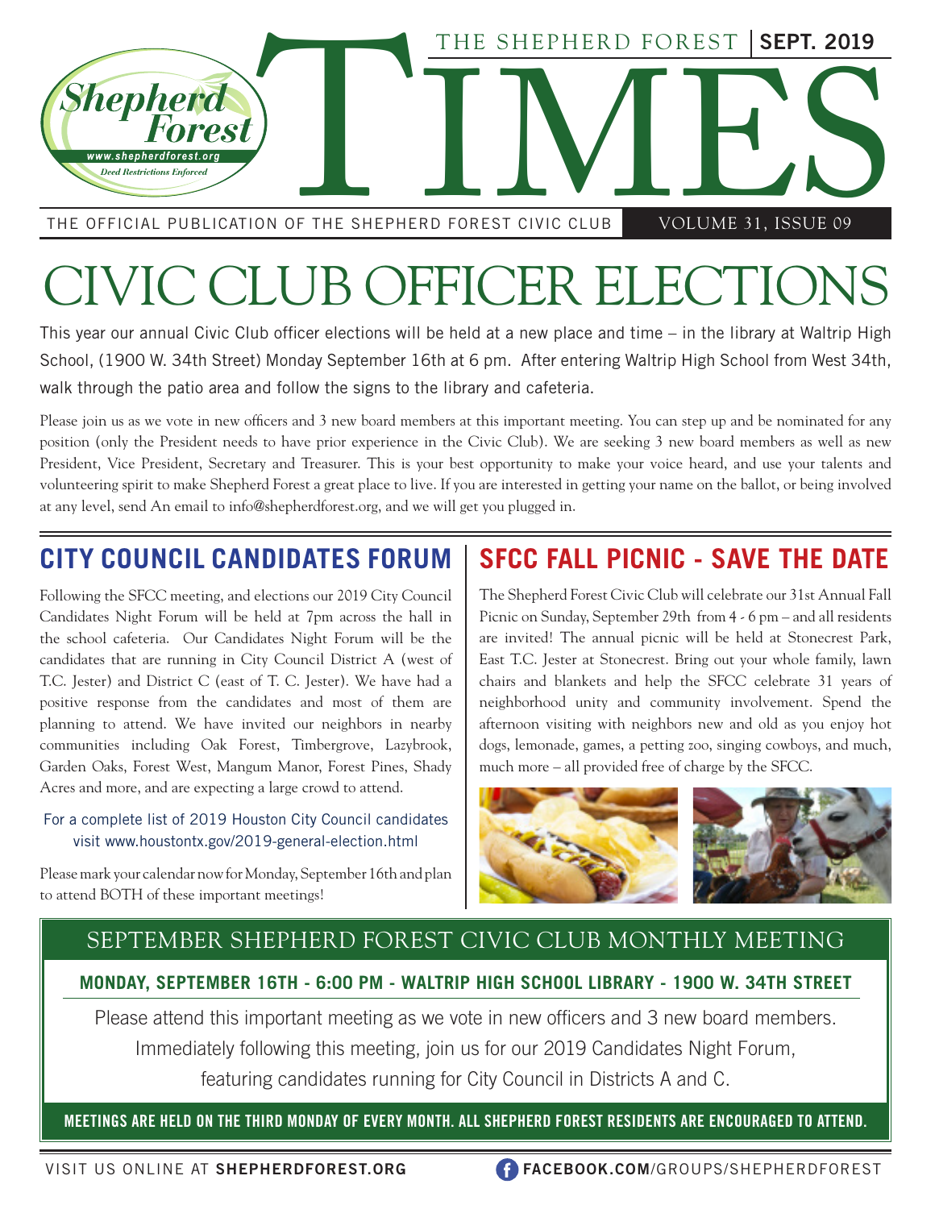# THE SHEPHERD FOREST TIMES

SEPT. 2019

THE OFFICIAL PUBLICATION OF THE SHEPHERD FOREST CIVIC CLUB — VOLUME 31, ISSUE 09

# CIVIC CLUB OFFICER ELECTIONS

This year our annual Civic Club officer elections will be held at a new place and time – in the library at Waltrip High School, (1900 W. 34th Street) Monday September 16th at 6 pm. After entering Waltrip High School from West 34th, walk through the patio area and follow the signs to the library and cafeteria.

Please join us as we vote in new officers and 3 new board members at this important meeting. You can step up and be nominated for any position (only the President needs to have prior experience in the Civic Club). We are seeking 3 new board members as well as new President, Vice President, Secretary and Treasurer. This is your best opportunity to make your voice heard, and use your talents and volunteering spirit to make Shepherd Forest a great place to live. If you are interested in getting your name on the ballot, or being involved at any level, send An email to info@shepherdforest.org, and we will get you plugged in.

## CITY COUNCIL CANDIDATES FORUM

Following the SFCC meeting, and elections our 2019 City Council Candidates Night Forum will be held at 7pm across the hall in the school cafeteria. Our Candidates Night Forum will be the candidates that are running in City Council District A (west of T.C. Jester) and District C (east of T. C. Jester). We have had a positive response from the candidates and most of them are planning to attend. We have invited our neighbors in nearby communities including Oak Forest, Timbergrove, Lazybrook, Garden Oaks, Forest West, Mangum Manor, Forest Pines, Shady Acres and more, and are expecting a large crowd to attend.

For a complete list of 2019 Houston City Council candidates visit www.houstontx.gov/2019-general-election.html

Please mark your calendar now for Monday, September 16th and plan to attend BOTH of these important meetings!

## SFCC FALL PICNIC - SAVE THE DATE

The Shepherd Forest Civic Club will celebrate our 31st Annual Fall Picnic on Sunday, September 29th from 4 - 6 pm – and all residents are invited! The annual picnic will be held at Stonecrest Park, East T.C. Jester at Stonecrest. Bring out your whole family, lawn chairs and blankets and help the SFCC celebrate 31 years of neighborhood unity and community involvement. Spend the afternoon visiting with neighbors new and old as you enjoy hot dogs, lemonade, games, a petting zoo, singing cowboys, and much, much more – all provided free of charge by the SFCC.

## SEPTEMBER SHEPHERD FOREST CIVIC CLUB MONTHLY MEETING

**MONDAY, SEPTEMBER 16TH - 6:00 PM - WALTRIP HIGH SCHOOL LIBRARY - 1900 W. 34TH STREET**

Please attend this important meeting as we vote in new officers and 3 new board members. Immediately following this meeting, join us for our 2019 Candidates Night Forum, featuring candidates running for City Council in Districts A and C.

**MEETINGS ARE HELD ON THE THIRD MONDAY OF EVERY MONTH. ALL SHEPHERD FOREST RESIDENTS ARE ENCOURAGED TO ATTEND.**

VISIT US ONLINE AT **SHEPHERDFOREST.ORG** — **FACEBOOK.COM**/GROUPS/SHEPHERDFOREST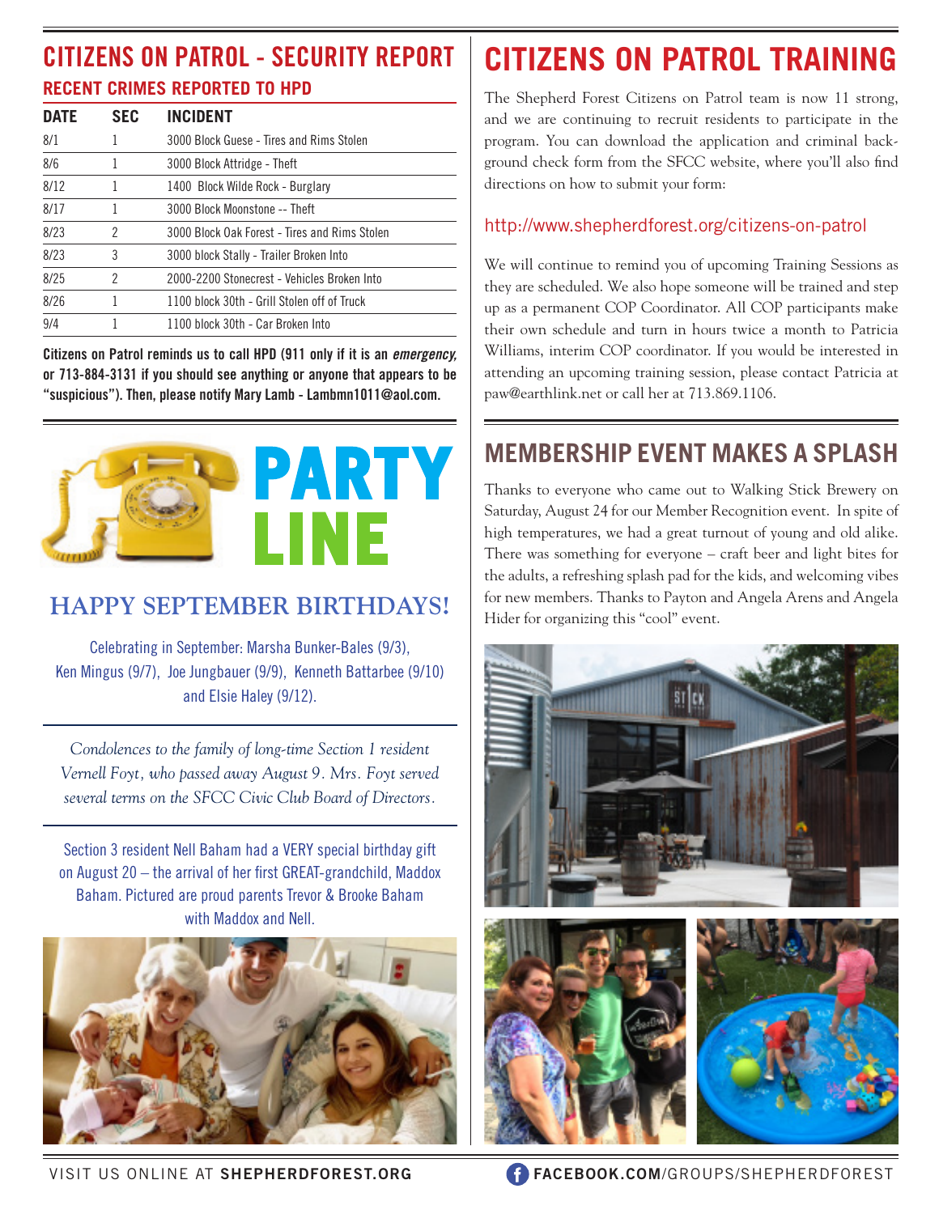## CITIZENS ON PATROL - SECURITY REPORT

### RECENT CRIMES REPORTED TO HPD

| DATE | SEC | INCIDENT |
|---|---|---|
| 8/1 | 1 | 3000 Block Guese - Tires and Rims Stolen |
| 8/6 | 1 | 3000 Block Attridge - Theft |
| 8/12 | 1 | 1400 Block Wilde Rock - Burglary |
| 8/17 | 1 | 3000 Block Moonstone -- Theft |
| 8/23 | 2 | 3000 Block Oak Forest - Tires and Rims Stolen |
| 8/23 | 3 | 3000 block Stally - Trailer Broken Into |
| 8/25 | 2 | 2000-2200 Stonecrest - Vehicles Broken Into |
| 8/26 | 1 | 1100 block 30th - Grill Stolen off of Truck |
| 9/4 | 1 | 1100 block 30th - Car Broken Into |

**Citizens on Patrol reminds us to call HPD (911 only if it is an *emergency,* or 713-884-3131 if you should see anything or anyone that appears to be "suspicious"). Then, please notify Mary Lamb - Lambmn1011@aol.com.**

## PARTY LINE

### HAPPY SEPTEMBER BIRTHDAYS!

Celebrating in September: Marsha Bunker-Bales (9/3), Ken Mingus (9/7), Joe Jungbauer (9/9), Kenneth Battarbee (9/10) and Elsie Haley (9/12).

*Condolences to the family of long-time Section 1 resident Vernell Foyt, who passed away August 9. Mrs. Foyt served several terms on the SFCC Civic Club Board of Directors.*

Section 3 resident Nell Baham had a VERY special birthday gift on August 20 – the arrival of her first GREAT-grandchild, Maddox Baham. Pictured are proud parents Trevor & Brooke Baham with Maddox and Nell.

## CITIZENS ON PATROL TRAINING

The Shepherd Forest Citizens on Patrol team is now 11 strong, and we are continuing to recruit residents to participate in the program. You can download the application and criminal background check form from the SFCC website, where you'll also find directions on how to submit your form:

http://www.shepherdforest.org/citizens-on-patrol

We will continue to remind you of upcoming Training Sessions as they are scheduled. We also hope someone will be trained and step up as a permanent COP Coordinator. All COP participants make their own schedule and turn in hours twice a month to Patricia Williams, interim COP coordinator. If you would be interested in attending an upcoming training session, please contact Patricia at paw@earthlink.net or call her at 713.869.1106.

## MEMBERSHIP EVENT MAKES A SPLASH

Thanks to everyone who came out to Walking Stick Brewery on Saturday, August 24 for our Member Recognition event. In spite of high temperatures, we had a great turnout of young and old alike. There was something for everyone – craft beer and light bites for the adults, a refreshing splash pad for the kids, and welcoming vibes for new members. Thanks to Payton and Angela Arens and Angela Hider for organizing this "cool" event.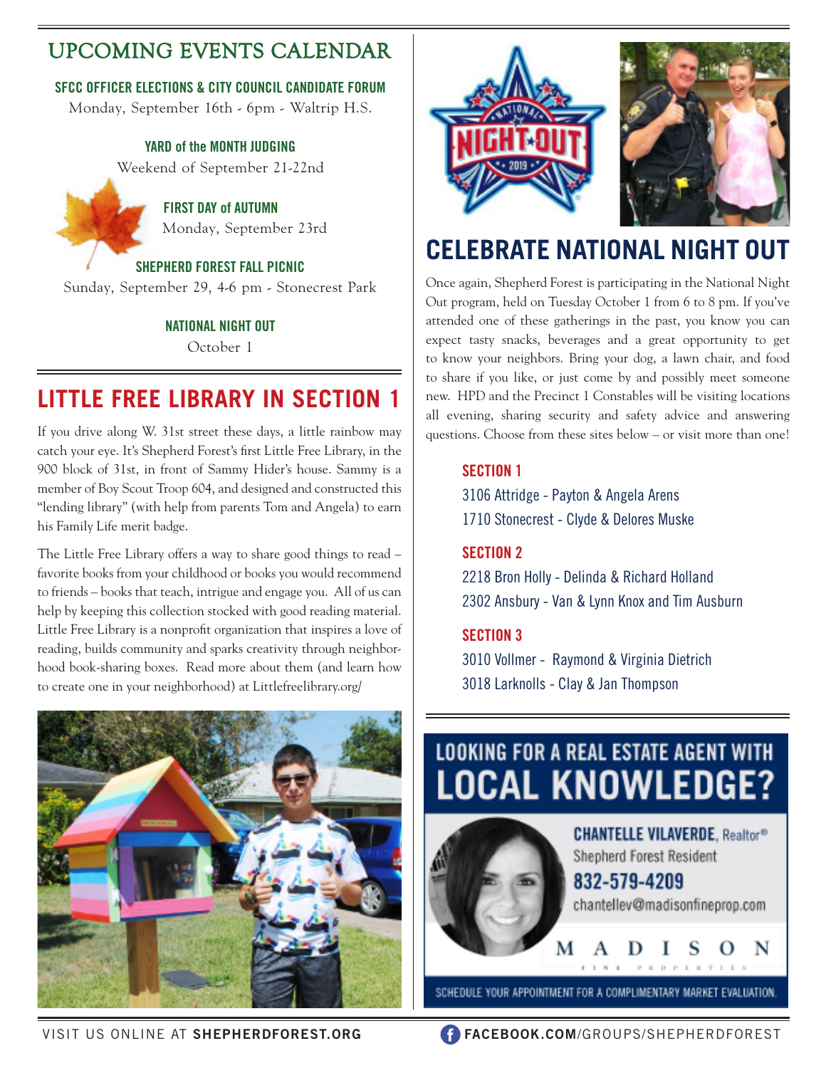## UPCOMING EVENTS CALENDAR

**SFCC OFFICER ELECTIONS & CITY COUNCIL CANDIDATE FORUM**
Monday, September 16th - 6pm - Waltrip H.S.

**YARD of the MONTH JUDGING**
Weekend of September 21-22nd

**FIRST DAY of AUTUMN**
Monday, September 23rd

**SHEPHERD FOREST FALL PICNIC**
Sunday, September 29, 4-6 pm - Stonecrest Park

**NATIONAL NIGHT OUT**
October 1

## LITTLE FREE LIBRARY IN SECTION 1

If you drive along W. 31st street these days, a little rainbow may catch your eye. It's Shepherd Forest's first Little Free Library, in the 900 block of 31st, in front of Sammy Hider's house. Sammy is a member of Boy Scout Troop 604, and designed and constructed this "lending library" (with help from parents Tom and Angela) to earn his Family Life merit badge.

The Little Free Library offers a way to share good things to read – favorite books from your childhood or books you would recommend to friends – books that teach, intrigue and engage you. All of us can help by keeping this collection stocked with good reading material. Little Free Library is a nonprofit organization that inspires a love of reading, builds community and sparks creativity through neighborhood book-sharing boxes. Read more about them (and learn how to create one in your neighborhood) at Littlefreelibrary.org/

## CELEBRATE NATIONAL NIGHT OUT

Once again, Shepherd Forest is participating in the National Night Out program, held on Tuesday October 1 from 6 to 8 pm. If you've attended one of these gatherings in the past, you know you can expect tasty snacks, beverages and a great opportunity to get to know your neighbors. Bring your dog, a lawn chair, and food to share if you like, or just come by and possibly meet someone new. HPD and the Precinct 1 Constables will be visiting locations all evening, sharing security and safety advice and answering questions. Choose from these sites below – or visit more than one!

**SECTION 1**
3106 Attridge - Payton & Angela Arens
1710 Stonecrest - Clyde & Delores Muske

**SECTION 2**
2218 Bron Holly - Delinda & Richard Holland
2302 Ansbury - Van & Lynn Knox and Tim Ausburn

**SECTION 3**
3010 Vollmer - Raymond & Virginia Dietrich
3018 Larknolls - Clay & Jan Thompson

## LOOKING FOR A REAL ESTATE AGENT WITH LOCAL KNOWLEDGE?

**CHANTELLE VILAVERDE**, Realtor®
Shepherd Forest Resident
**832-579-4209**
chantellev@madisonfineprop.com

MADISON FINE PROPERTIES

SCHEDULE YOUR APPOINTMENT FOR A COMPLIMENTARY MARKET EVALUATION.

VISIT US ONLINE AT **SHEPHERDFOREST.ORG** **FACEBOOK.COM**/GROUPS/SHEPHERDFOREST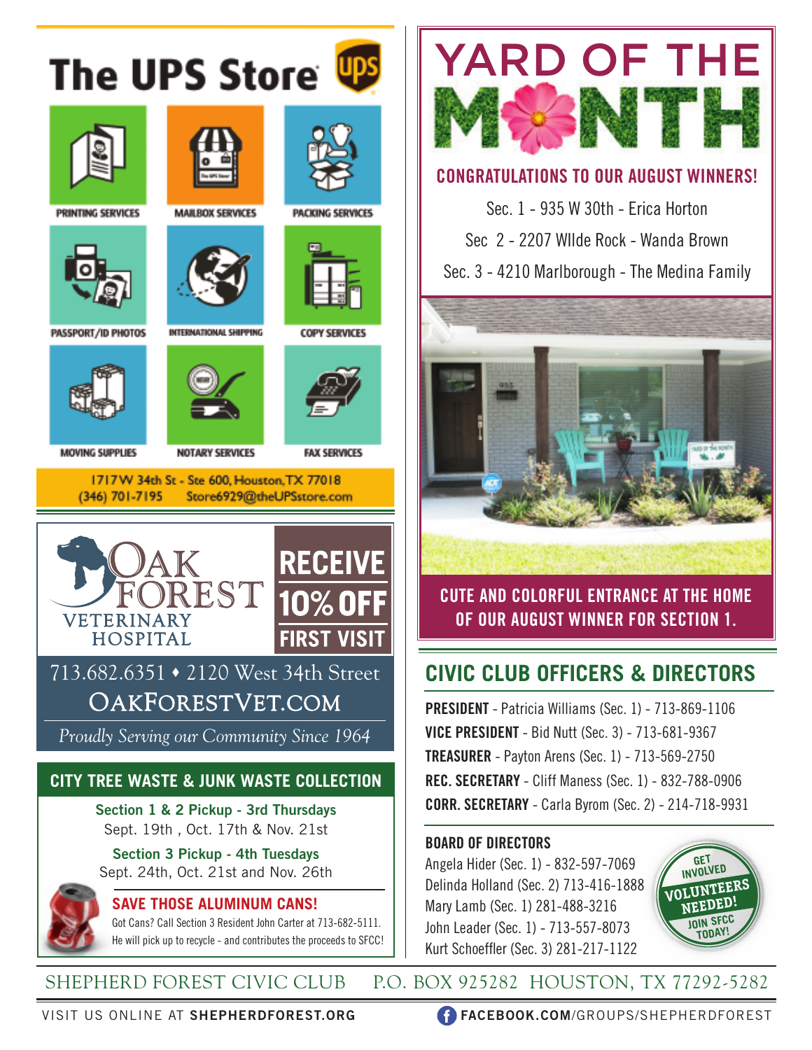# The UPS Store

PRINTING SERVICES | MAILBOX SERVICES | PACKING SERVICES

PASSPORT/ID PHOTOS | INTERNATIONAL SHIPPING | COPY SERVICES

MOVING SUPPLIES | NOTARY SERVICES | FAX SERVICES

1717 W 34th St - Ste 600, Houston, TX 77018
(346) 701-7195 Store6929@theUPSstore.com

## OAK FOREST VETERINARY HOSPITAL

**RECEIVE 10% OFF FIRST VISIT**

713.682.6351 ♦ 2120 West 34th Street
OAKFORESTVET.COM

*Proudly Serving our Community Since 1964*

## CITY TREE WASTE & JUNK WASTE COLLECTION

**Section 1 & 2 Pickup - 3rd Thursdays**
Sept. 19th , Oct. 17th & Nov. 21st

**Section 3 Pickup - 4th Tuesdays**
Sept. 24th, Oct. 21st and Nov. 26th

**SAVE THOSE ALUMINUM CANS!**
Got Cans? Call Section 3 Resident John Carter at 713-682-5111. He will pick up to recycle - and contributes the proceeds to SFCC!

# YARD OF THE MONTH

**CONGRATULATIONS TO OUR AUGUST WINNERS!**

Sec. 1 - 935 W 30th - Erica Horton

Sec 2 - 2207 WIlde Rock - Wanda Brown

Sec. 3 - 4210 Marlborough - The Medina Family

CUTE AND COLORFUL ENTRANCE AT THE HOME OF OUR AUGUST WINNER FOR SECTION 1.

## CIVIC CLUB OFFICERS & DIRECTORS

**PRESIDENT** - Patricia Williams (Sec. 1) - 713-869-1106
**VICE PRESIDENT** - Bid Nutt (Sec. 3) - 713-681-9367
**TREASURER** - Payton Arens (Sec. 1) - 713-569-2750
**REC. SECRETARY** - Cliff Maness (Sec. 1) - 832-788-0906
**CORR. SECRETARY** - Carla Byrom (Sec. 2) - 214-718-9931

**BOARD OF DIRECTORS**
Angela Hider (Sec. 1) - 832-597-7069
Delinda Holland (Sec. 2) 713-416-1888
Mary Lamb (Sec. 1) 281-488-3216
John Leader (Sec. 1) - 713-557-8073
Kurt Schoeffler (Sec. 3) 281-217-1122

GET INVOLVED — VOLUNTEERS NEEDED! JOIN SFCC TODAY!

SHEPHERD FOREST CIVIC CLUB P.O. BOX 925282 HOUSTON, TX 77292-5282

VISIT US ONLINE AT **SHEPHERDFOREST.ORG** **FACEBOOK.COM**/GROUPS/SHEPHERDFOREST